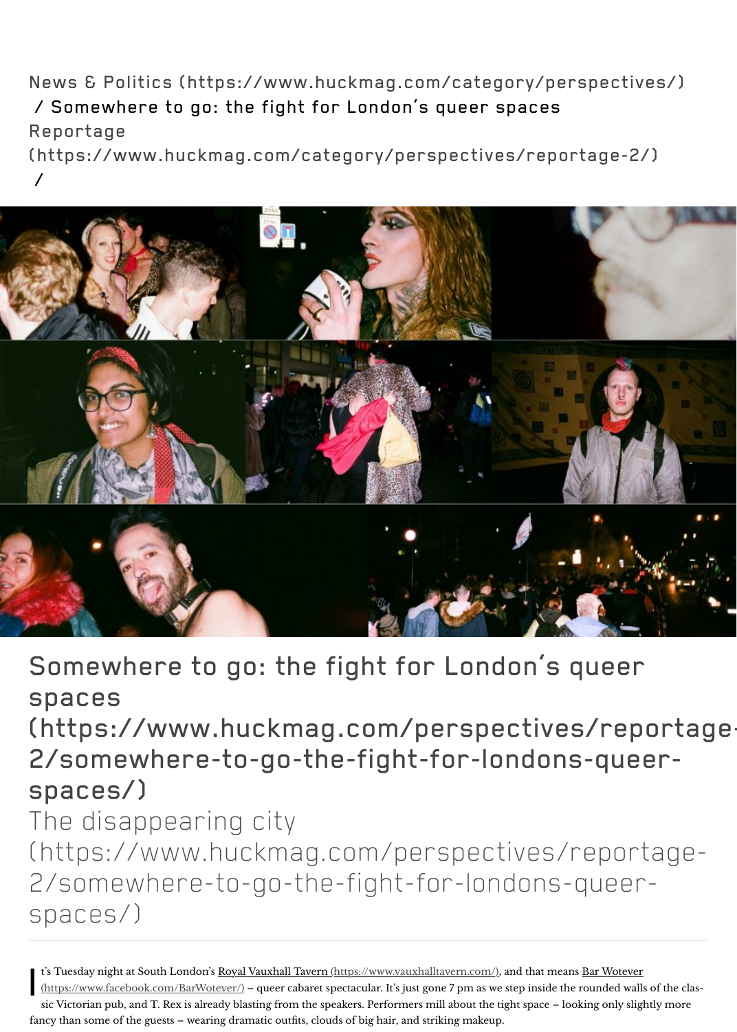News & Politics (https://www.huckmag.com/category/perspectives/)
/ Somewhere to go: the fight for London's queer spaces
Reportage
(https://www.huckmag.com/category/perspectives/reportage-2/)
/

# Somewhere to go: the fight for London's queer spaces (https://www.huckmag.com/perspectives/reportage-2/somewhere-to-go-the-fight-for-londons-queer-spaces/)

## The disappearing city (https://www.huckmag.com/perspectives/reportage-2/somewhere-to-go-the-fight-for-londons-queer-spaces/)

It's Tuesday night at South London's Royal Vauxhall Tavern (https://www.vauxhalltavern.com/), and that means Bar Wotever (https://www.facebook.com/BarWotever/) – queer cabaret spectacular. It's just gone 7 pm as we step inside the rounded walls of the classic Victorian pub, and T. Rex is already blasting from the speakers. Performers mill about the tight space – looking only slightly more fancy than some of the guests – wearing dramatic outfits, clouds of big hair, and striking makeup.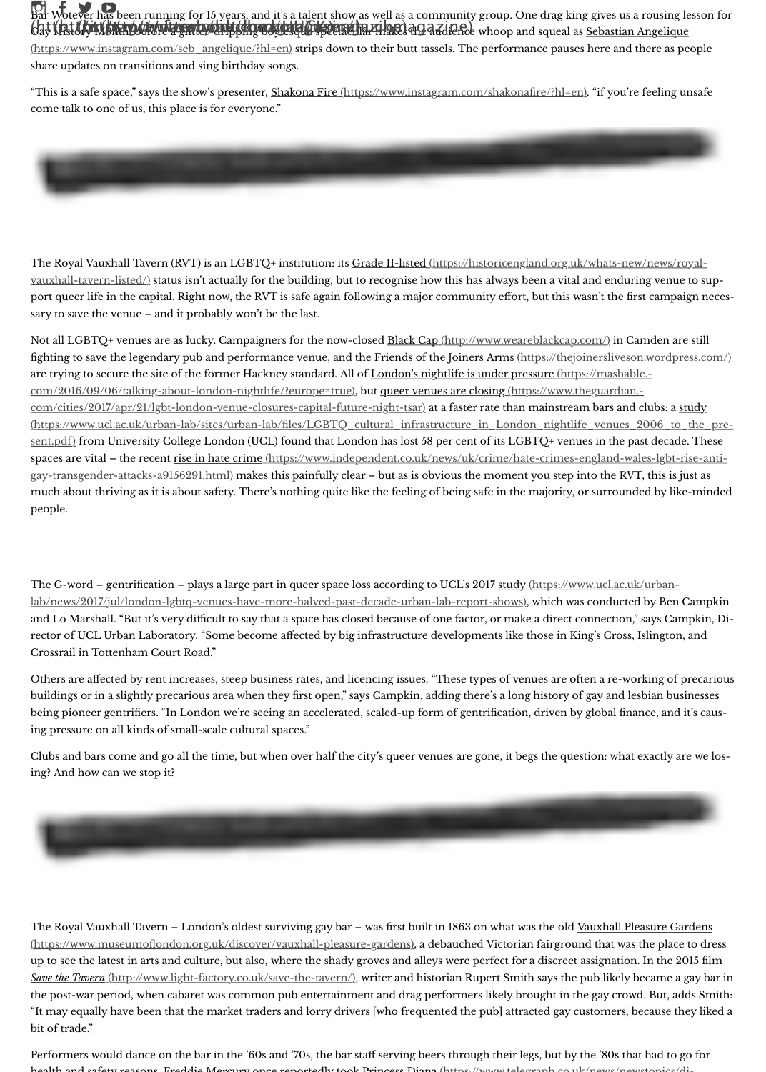Bar Wotever has been running for 15 years, and it's a talent show as well as a community group. One drag king gives us a rousing lesson for Gay History Month before a glitter-dripping boylesque spectacular makes the audience whoop and squeal as [Sebastian Angelique (https://www.instagram.com/seb_angelique/?hl=en)](https://www.instagram.com/seb_angelique/?hl=en) strips down to their butt tassels. The performance pauses here and there as people share updates on transitions and sing birthday songs.

"This is a safe space," says the show's presenter, [Shakona Fire (https://www.instagram.com/shakonafire/?hl=en)](https://www.instagram.com/shakonafire/?hl=en). "if you're feeling unsafe come talk to one of us, this place is for everyone."

The Royal Vauxhall Tavern (RVT) is an LGBTQ+ institution: its [Grade II-listed (https://historicengland.org.uk/whats-new/news/royal-vauxhall-tavern-listed/)](https://historicengland.org.uk/whats-new/news/royal-vauxhall-tavern-listed/) status isn't actually for the building, but to recognise how this has always been a vital and enduring venue to support queer life in the capital. Right now, the RVT is safe again following a major community effort, but this wasn't the first campaign necessary to save the venue – and it probably won't be the last.

Not all LGBTQ+ venues are as lucky. Campaigners for the now-closed [Black Cap (http://www.weareblackcap.com/)](http://www.weareblackcap.com/) in Camden are still fighting to save the legendary pub and performance venue, and the [Friends of the Joiners Arms (https://thejoinersliveson.wordpress.com/)](https://thejoinersliveson.wordpress.com/) are trying to secure the site of the former Hackney standard. All of [London's nightlife is under pressure (https://mashable.com/2016/09/06/talking-about-london-nightlife/?europe=true)](https://mashable.com/2016/09/06/talking-about-london-nightlife/?europe=true), but [queer venues are closing (https://www.theguardian.com/cities/2017/apr/21/lgbt-london-venue-closures-capital-future-night-tsar)](https://www.theguardian.com/cities/2017/apr/21/lgbt-london-venue-closures-capital-future-night-tsar) at a faster rate than mainstream bars and clubs: a [study (https://www.ucl.ac.uk/urban-lab/sites/urban-lab/files/LGBTQ_cultural_infrastructure_in_London_nightlife_venues_2006_to_the_present.pdf)](https://www.ucl.ac.uk/urban-lab/sites/urban-lab/files/LGBTQ_cultural_infrastructure_in_London_nightlife_venues_2006_to_the_present.pdf) from University College London (UCL) found that London has lost 58 per cent of its LGBTQ+ venues in the past decade. These spaces are vital – the recent [rise in hate crime (https://www.independent.co.uk/news/uk/crime/hate-crimes-england-wales-lgbt-rise-anti-gay-transgender-attacks-a9156291.html)](https://www.independent.co.uk/news/uk/crime/hate-crimes-england-wales-lgbt-rise-anti-gay-transgender-attacks-a9156291.html) makes this painfully clear – but as is obvious the moment you step into the RVT, this is just as much about thriving as it is about safety. There's nothing quite like the feeling of being safe in the majority, or surrounded by like-minded people.

The G-word – gentrification – plays a large part in queer space loss according to UCL's 2017 [study (https://www.ucl.ac.uk/urban-lab/news/2017/jul/london-lgbtq-venues-have-more-halved-past-decade-urban-lab-report-shows)](https://www.ucl.ac.uk/urban-lab/news/2017/jul/london-lgbtq-venues-have-more-halved-past-decade-urban-lab-report-shows), which was conducted by Ben Campkin and Lo Marshall. "But it's very difficult to say that a space has closed because of one factor, or make a direct connection," says Campkin, Director of UCL Urban Laboratory. "Some become affected by big infrastructure developments like those in King's Cross, Islington, and Crossrail in Tottenham Court Road."

Others are affected by rent increases, steep business rates, and licencing issues. "These types of venues are often a re-working of precarious buildings or in a slightly precarious area when they first open," says Campkin, adding there's a long history of gay and lesbian businesses being pioneer gentrifiers. "In London we're seeing an accelerated, scaled-up form of gentrification, driven by global finance, and it's causing pressure on all kinds of small-scale cultural spaces."

Clubs and bars come and go all the time, but when over half the city's queer venues are gone, it begs the question: what exactly are we losing? And how can we stop it?

The Royal Vauxhall Tavern – London's oldest surviving gay bar – was first built in 1863 on what was the old [Vauxhall Pleasure Gardens (https://www.museumoflondon.org.uk/discover/vauxhall-pleasure-gardens)](https://www.museumoflondon.org.uk/discover/vauxhall-pleasure-gardens), a debauched Victorian fairground that was the place to dress up to see the latest in arts and culture, but also, where the shady groves and alleys were perfect for a discreet assignation. In the 2015 film [*Save the Tavern* (http://www.light-factory.co.uk/save-the-tavern/)](http://www.light-factory.co.uk/save-the-tavern/), writer and historian Rupert Smith says the pub likely became a gay bar in the post-war period, when cabaret was common pub entertainment and drag performers likely brought in the gay crowd. But, adds Smith: "It may equally have been that the market traders and lorry drivers [who frequented the pub] attracted gay customers, because they liked a bit of trade."

Performers would dance on the bar in the '60s and '70s, the bar staff serving beers through their legs, but by the '80s that had to go for health and safety reasons. Freddie Mercury once reportedly took Princess Diana (https://www.telegraph.co.uk/news/newstopics/di-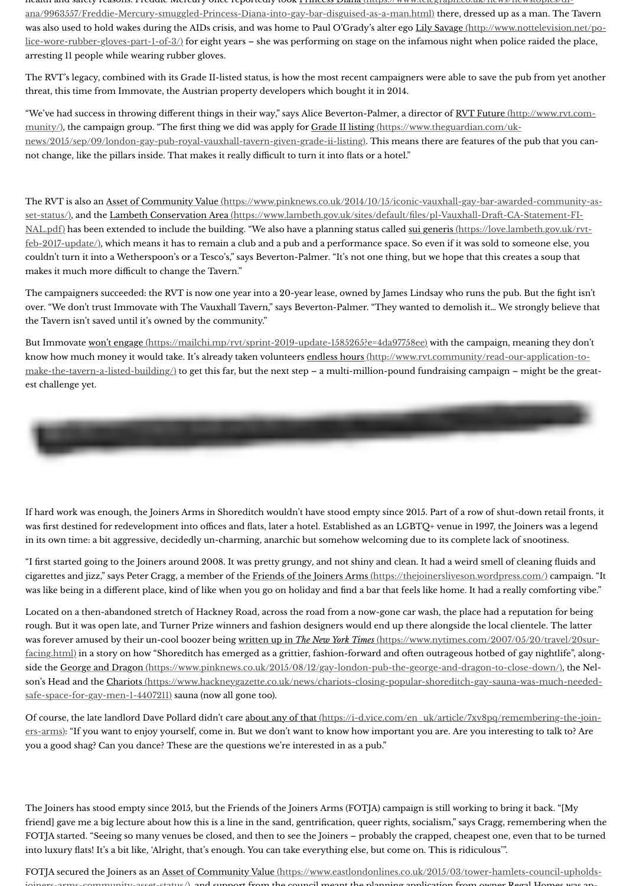health and safety reasons. Freddie Mercury once reportedly took [Princess Diana (https://www.telegraph.co.uk/news/newstopics/diana/9963557/Freddie-Mercury-smuggled-Princess-Diana-into-gay-bar-disguised-as-a-man.html)] there, dressed up as a man. The Tavern was also used to hold wakes during the AIDs crisis, and was home to Paul O'Grady's alter ego [Lily Savage (http://www.nottelevision.net/police-wore-rubber-gloves-part-1-of-3/)] for eight years – she was performing on stage on the infamous night when police raided the place, arresting 11 people while wearing rubber gloves.

The RVT's legacy, combined with its Grade II-listed status, is how the most recent campaigners were able to save the pub from yet another threat, this time from Immovate, the Austrian property developers which bought it in 2014.

"We've had success in throwing different things in their way," says Alice Beverton-Palmer, a director of [RVT Future (http://www.rvt.community/)], the campaign group. "The first thing we did was apply for [Grade II listing (https://www.theguardian.com/uk-news/2015/sep/09/london-gay-pub-royal-vauxhall-tavern-given-grade-ii-listing)]. This means there are features of the pub that you cannot change, like the pillars inside. That makes it really difficult to turn it into flats or a hotel."

The RVT is also an [Asset of Community Value (https://www.pinknews.co.uk/2014/10/15/iconic-vauxhall-gay-bar-awarded-community-asset-status/)], and the [Lambeth Conservation Area (https://www.lambeth.gov.uk/sites/default/files/pl-Vauxhall-Draft-CA-Statement-FINAL.pdf)] has been extended to include the building. "We also have a planning status called [sui generis (https://love.lambeth.gov.uk/rvt-feb-2017-update/)], which means it has to remain a club and a pub and a performance space. So even if it was sold to someone else, you couldn't turn it into a Wetherspoon's or a Tesco's," says Beverton-Palmer. "It's not one thing, but we hope that this creates a soup that makes it much more difficult to change the Tavern."

The campaigners succeeded: the RVT is now one year into a 20-year lease, owned by James Lindsay who runs the pub. But the fight isn't over. "We don't trust Immovate with The Vauxhall Tavern," says Beverton-Palmer. "They wanted to demolish it… We strongly believe that the Tavern isn't saved until it's owned by the community."

But Immovate [won't engage (https://mailchi.mp/rvt/sprint-2019-update-1585265?e=4da97758ee)] with the campaign, meaning they don't know how much money it would take. It's already taken volunteers [endless hours (http://www.rvt.community/read-our-application-to-make-the-tavern-a-listed-building/)] to get this far, but the next step – a multi-million-pound fundraising campaign – might be the greatest challenge yet.

If hard work was enough, the Joiners Arms in Shoreditch wouldn't have stood empty since 2015. Part of a row of shut-down retail fronts, it was first destined for redevelopment into offices and flats, later a hotel. Established as an LGBTQ+ venue in 1997, the Joiners was a legend in its own time: a bit aggressive, decidedly un-charming, anarchic but somehow welcoming due to its complete lack of snootiness.

"I first started going to the Joiners around 2008. It was pretty grungy, and not shiny and clean. It had a weird smell of cleaning fluids and cigarettes and jizz," says Peter Cragg, a member of the [Friends of the Joiners Arms (https://thejoinersliveson.wordpress.com/)] campaign. "It was like being in a different place, kind of like when you go on holiday and find a bar that feels like home. It had a really comforting vibe."

Located on a then-abandoned stretch of Hackney Road, across the road from a now-gone car wash, the place had a reputation for being rough. But it was open late, and Turner Prize winners and fashion designers would end up there alongside the local clientele. The latter was forever amused by their un-cool boozer being [written up in *The New York Times* (https://www.nytimes.com/2007/05/20/travel/20surfacing.html)] in a story on how "Shoreditch has emerged as a grittier, fashion-forward and often outrageous hotbed of gay nightlife", alongside the [George and Dragon (https://www.pinknews.co.uk/2015/08/12/gay-london-pub-the-george-and-dragon-to-close-down/)], the Nelson's Head and the [Chariots (https://www.hackneygazette.co.uk/news/chariots-closing-popular-shoreditch-gay-sauna-was-much-needed-safe-space-for-gay-men-1-4407211)] sauna (now all gone too).

Of course, the late landlord Dave Pollard didn't care [about any of that (https://i-d.vice.com/en_uk/article/7xv8pq/remembering-the-joiners-arms)]: "If you want to enjoy yourself, come in. But we don't want to know how important you are. Are you interesting to talk to? Are you a good shag? Can you dance? These are the questions we're interested in as a pub."

The Joiners has stood empty since 2015, but the Friends of the Joiners Arms (FOTJA) campaign is still working to bring it back. "[My friend] gave me a big lecture about how this is a line in the sand, gentrification, queer rights, socialism," says Cragg, remembering when the FOTJA started. "Seeing so many venues be closed, and then to see the Joiners – probably the crapped, cheapest one, even that to be turned into luxury flats! It's a bit like, 'Alright, that's enough. You can take everything else, but come on. This is ridiculous'".

FOTJA secured the Joiners as an [Asset of Community Value (https://www.eastlondonlines.co.uk/2015/03/tower-hamlets-council-upholds-joiners-arms-community-asset-status/)], and support from the council meant the planning application from owner Regal Homes was ap-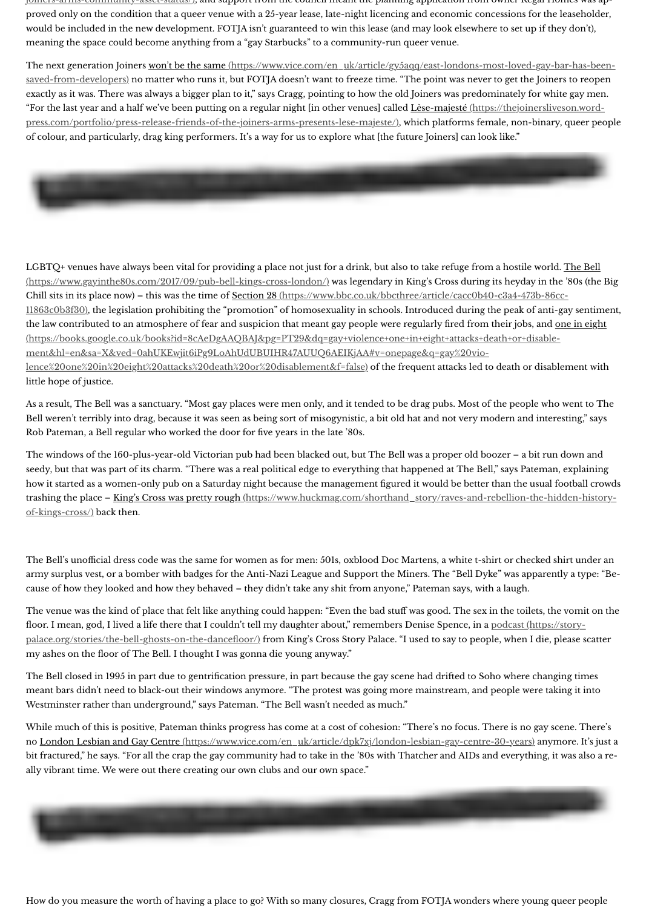proved only on the condition that a queer venue with a 25-year lease, late-night licencing and economic concessions for the leaseholder, would be included in the new development. FOTJA isn't guaranteed to win this lease (and may look elsewhere to set up if they don't), meaning the space could become anything from a "gay Starbucks" to a community-run queer venue.

The next generation Joiners [won't be the same (https://www.vice.com/en_uk/article/gy5aqq/east-londons-most-loved-gay-bar-has-been-saved-from-developers)] no matter who runs it, but FOTJA doesn't want to freeze time. "The point was never to get the Joiners to reopen exactly as it was. There was always a bigger plan to it," says Cragg, pointing to how the old Joiners was predominately for white gay men. "For the last year and a half we've been putting on a regular night [in other venues] called [Lèse-majesté (https://thejoinersliveson.wordpress.com/portfolio/press-release-friends-of-the-joiners-arms-presents-lese-majeste/)], which platforms female, non-binary, queer people of colour, and particularly, drag king performers. It's a way for us to explore what [the future Joiners] can look like."

LGBTQ+ venues have always been vital for providing a place not just for a drink, but also to take refuge from a hostile world. [The Bell (https://www.gayinthe80s.com/2017/09/pub-bell-kings-cross-london/)] was legendary in King's Cross during its heyday in the '80s (the Big Chill sits in its place now) – this was the time of [Section 28 (https://www.bbc.co.uk/bbcthree/article/cacc0b40-c3a4-473b-86cc-11863c0b3f30)], the legislation prohibiting the "promotion" of homosexuality in schools. Introduced during the peak of anti-gay sentiment, the law contributed to an atmosphere of fear and suspicion that meant gay people were regularly fired from their jobs, and [one in eight (https://books.google.co.uk/books?id=8cAeDgAAQBAJ&pg=PT29&dq=gay+violence+one+in+eight+attacks+death+or+disablement&hl=en&sa=X&ved=0ahUKEwjit6iPg9LoAhUdUBUIHR47AUUQ6AEIKjAA#v=onepage&q=gay%20violence%20one%20in%20eight%20attacks%20death%20or%20disablement&f=false)] of the frequent attacks led to death or disablement with little hope of justice.

As a result, The Bell was a sanctuary. "Most gay places were men only, and it tended to be drag pubs. Most of the people who went to The Bell weren't terribly into drag, because it was seen as being sort of misogynistic, a bit old hat and not very modern and interesting," says Rob Pateman, a Bell regular who worked the door for five years in the late '80s.

The windows of the 160-plus-year-old Victorian pub had been blacked out, but The Bell was a proper old boozer – a bit run down and seedy, but that was part of its charm. "There was a real political edge to everything that happened at The Bell," says Pateman, explaining how it started as a women-only pub on a Saturday night because the management figured it would be better than the usual football crowds trashing the place – [King's Cross was pretty rough (https://www.huckmag.com/shorthand_story/raves-and-rebellion-the-hidden-history-of-kings-cross/)] back then.

The Bell's unofficial dress code was the same for women as for men: 501s, oxblood Doc Martens, a white t-shirt or checked shirt under an army surplus vest, or a bomber with badges for the Anti-Nazi League and Support the Miners. The "Bell Dyke" was apparently a type: "Because of how they looked and how they behaved – they didn't take any shit from anyone," Pateman says, with a laugh.

The venue was the kind of place that felt like anything could happen: "Even the bad stuff was good. The sex in the toilets, the vomit on the floor. I mean, god, I lived a life there that I couldn't tell my daughter about," remembers Denise Spence, in a [podcast (https://storypalace.org/stories/the-bell-ghosts-on-the-dancefloor/)] from King's Cross Story Palace. "I used to say to people, when I die, please scatter my ashes on the floor of The Bell. I thought I was gonna die young anyway."

The Bell closed in 1995 in part due to gentrification pressure, in part because the gay scene had drifted to Soho where changing times meant bars didn't need to black-out their windows anymore. "The protest was going more mainstream, and people were taking it into Westminster rather than underground," says Pateman. "The Bell wasn't needed as much."

While much of this is positive, Pateman thinks progress has come at a cost of cohesion: "There's no focus. There is no gay scene. There's no [London Lesbian and Gay Centre (https://www.vice.com/en_uk/article/dpk7xj/london-lesbian-gay-centre-30-years)] anymore. It's just a bit fractured," he says. "For all the crap the gay community had to take in the '80s with Thatcher and AIDs and everything, it was also a really vibrant time. We were out there creating our own clubs and our own space."

How do you measure the worth of having a place to go? With so many closures, Cragg from FOTJA wonders where young queer people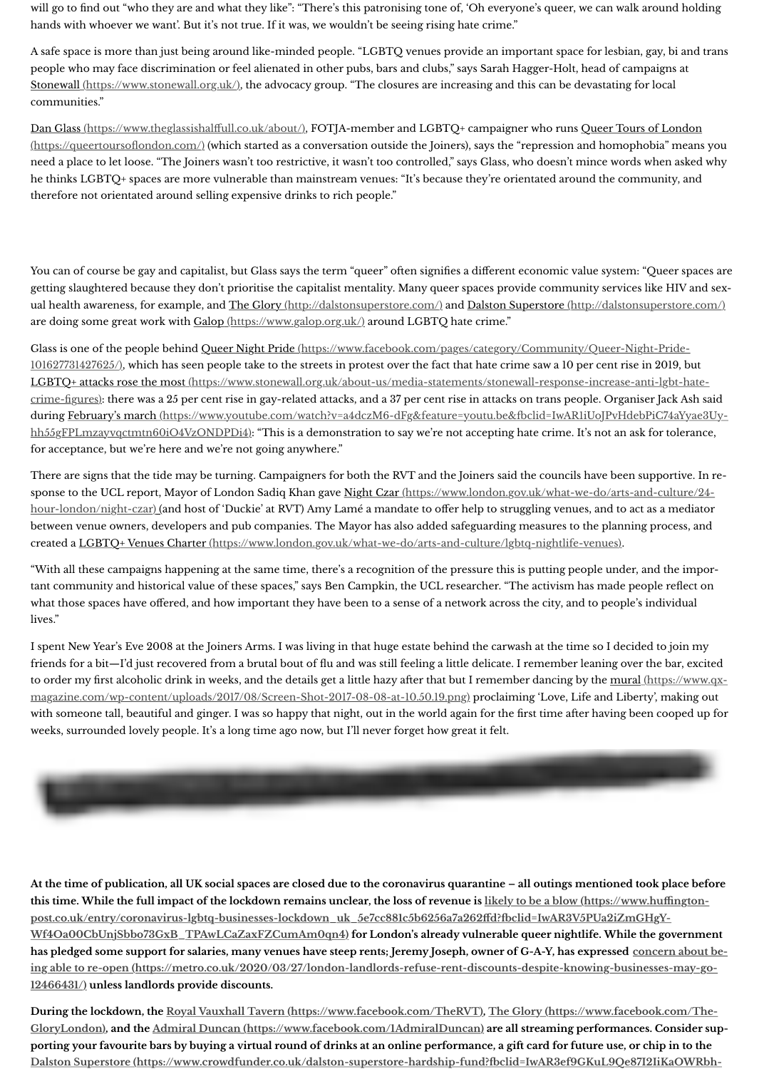will go to find out "who they are and what they like": "There's this patronising tone of, 'Oh everyone's queer, we can walk around holding hands with whoever we want'. But it's not true. If it was, we wouldn't be seeing rising hate crime."

A safe space is more than just being around like-minded people. "LGBTQ venues provide an important space for lesbian, gay, bi and trans people who may face discrimination or feel alienated in other pubs, bars and clubs," says Sarah Hagger-Holt, head of campaigns at Stonewall (https://www.stonewall.org.uk/), the advocacy group. "The closures are increasing and this can be devastating for local communities."

Dan Glass (https://www.theglassishalffull.co.uk/about/), FOTJA-member and LGBTQ+ campaigner who runs Queer Tours of London (https://queertoursoflondon.com/) (which started as a conversation outside the Joiners), says the "repression and homophobia" means you need a place to let loose. "The Joiners wasn't too restrictive, it wasn't too controlled," says Glass, who doesn't mince words when asked why he thinks LGBTQ+ spaces are more vulnerable than mainstream venues: "It's because they're orientated around the community, and therefore not orientated around selling expensive drinks to rich people."

You can of course be gay and capitalist, but Glass says the term "queer" often signifies a different economic value system: "Queer spaces are getting slaughtered because they don't prioritise the capitalist mentality. Many queer spaces provide community services like HIV and sexual health awareness, for example, and The Glory (http://dalstonsuperstore.com/) and Dalston Superstore (http://dalstonsuperstore.com/) are doing some great work with Galop (https://www.galop.org.uk/) around LGBTQ hate crime."

Glass is one of the people behind Queer Night Pride (https://www.facebook.com/pages/category/Community/Queer-Night-Pride-101627731427625/), which has seen people take to the streets in protest over the fact that hate crime saw a 10 per cent rise in 2019, but LGBTQ+ attacks rose the most (https://www.stonewall.org.uk/about-us/media-statements/stonewall-response-increase-anti-lgbt-hate-crime-figures): there was a 25 per cent rise in gay-related attacks, and a 37 per cent rise in attacks on trans people. Organiser Jack Ash said during February's march (https://www.youtube.com/watch?v=a4dczM6-dFg&feature=youtu.be&fbclid=IwAR1iUoJPvHdebPiC74aYyae3Uy-hh55gFPLmzayvqctmtn60iO4VzONDPDi4): "This is a demonstration to say we're not accepting hate crime. It's not an ask for tolerance, for acceptance, but we're here and we're not going anywhere."

There are signs that the tide may be turning. Campaigners for both the RVT and the Joiners said the councils have been supportive. In response to the UCL report, Mayor of London Sadiq Khan gave Night Czar (https://www.london.gov.uk/what-we-do/arts-and-culture/24-hour-london/night-czar) (and host of 'Duckie' at RVT) Amy Lamé a mandate to offer help to struggling venues, and to act as a mediator between venue owners, developers and pub companies. The Mayor has also added safeguarding measures to the planning process, and created a LGBTQ+ Venues Charter (https://www.london.gov.uk/what-we-do/arts-and-culture/lgbtq-nightlife-venues).

"With all these campaigns happening at the same time, there's a recognition of the pressure this is putting people under, and the important community and historical value of these spaces," says Ben Campkin, the UCL researcher. "The activism has made people reflect on what those spaces have offered, and how important they have been to a sense of a network across the city, and to people's individual lives."

I spent New Year's Eve 2008 at the Joiners Arms. I was living in that huge estate behind the carwash at the time so I decided to join my friends for a bit—I'd just recovered from a brutal bout of flu and was still feeling a little delicate. I remember leaning over the bar, excited to order my first alcoholic drink in weeks, and the details get a little hazy after that but I remember dancing by the mural (https://www.qx-magazine.com/wp-content/uploads/2017/08/Screen-Shot-2017-08-08-at-10.50.19.png) proclaiming 'Love, Life and Liberty', making out with someone tall, beautiful and ginger. I was so happy that night, out in the world again for the first time after having been cooped up for weeks, surrounded lovely people. It's a long time ago now, but I'll never forget how great it felt.

**At the time of publication, all UK social spaces are closed due to the coronavirus quarantine – all outings mentioned took place before this time. While the full impact of the lockdown remains unclear, the loss of revenue is likely to be a blow (https://www.huffingtonpost.co.uk/entry/coronavirus-lgbtq-businesses-lockdown_uk_5e7cc881c5b6256a7a262ffd?fbclid=IwAR3V5PUa2iZmGHgY-Wf4Oa00CbUnjSbbo73GxB_TPAwLCaZaxFZCumAm0qn4) for London's already vulnerable queer nightlife. While the government has pledged some support for salaries, many venues have steep rents; Jeremy Joseph, owner of G-A-Y, has expressed concern about being able to re-open (https://metro.co.uk/2020/03/27/london-landlords-refuse-rent-discounts-despite-knowing-businesses-may-go-12466431/) unless landlords provide discounts.**

**During the lockdown, the Royal Vauxhall Tavern (https://www.facebook.com/TheRVT), The Glory (https://www.facebook.com/The-GloryLondon), and the Admiral Duncan (https://www.facebook.com/1AdmiralDuncan) are all streaming performances. Consider supporting your favourite bars by buying a virtual round of drinks at an online performance, a gift card for future use, or chip in to the Dalston Superstore (https://www.crowdfunder.co.uk/dalston-superstore-hardship-fund?fbclid=IwAR3ef9GKuL9Qe87I2IiKaOWRbh-**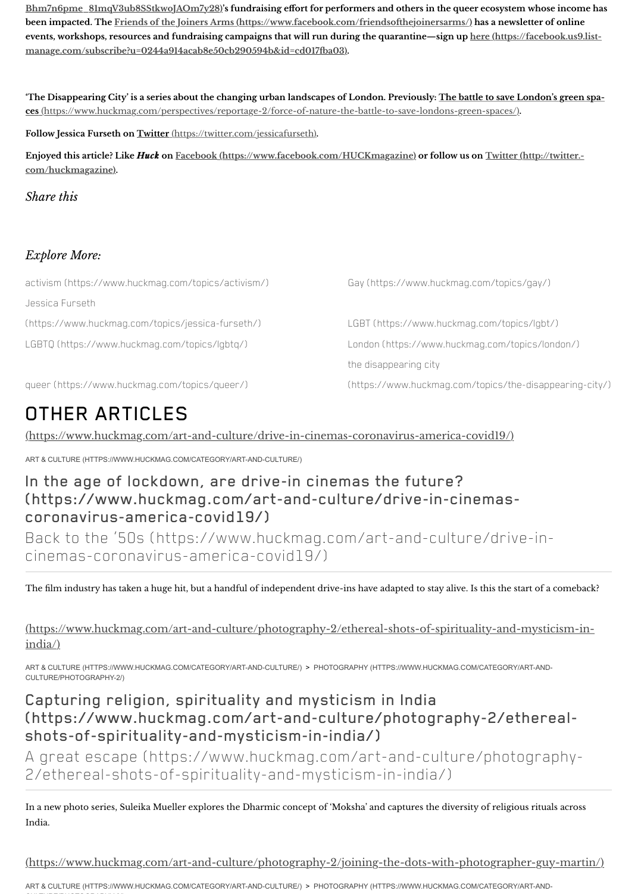**Bhm7n6pme_81mqV3ub8SStkwoJAOm7y28)'s fundraising effort for performers and others in the queer ecosystem whose income has been impacted. The [Friends of the Joiners Arms (https://www.facebook.com/friendsofthejoinersarms/)](https://www.facebook.com/friendsofthejoinersarms/) has a newsletter of online events, workshops, resources and fundraising campaigns that will run during the quarantine—sign up [here (https://facebook.us9.list-manage.com/subscribe?u=0244a914acab8e50cb290594b&id=cd017fba03)](https://facebook.us9.list-manage.com/subscribe?u=0244a914acab8e50cb290594b&id=cd017fba03).**

**'The Disappearing City' is a series about the changing urban landscapes of London. Previously: [The battle to save London's green spaces (https://www.huckmag.com/perspectives/reportage-2/force-of-nature-the-battle-to-save-londons-green-spaces/)](https://www.huckmag.com/perspectives/reportage-2/force-of-nature-the-battle-to-save-londons-green-spaces/).**

**Follow Jessica Furseth on [Twitter (https://twitter.com/jessicafurseth)](https://twitter.com/jessicafurseth).**

**Enjoyed this article? Like *Huck* on [Facebook (https://www.facebook.com/HUCKmagazine)](https://www.facebook.com/HUCKmagazine) or follow us on [Twitter (http://twitter.com/huckmagazine)](http://twitter.com/huckmagazine).**

*Share this*

*Explore More:*

- activism (https://www.huckmag.com/topics/activism/)
- Gay (https://www.huckmag.com/topics/gay/)
- Jessica Furseth (https://www.huckmag.com/topics/jessica-furseth/)
- LGBT (https://www.huckmag.com/topics/lgbt/)
- LGBTQ (https://www.huckmag.com/topics/lgbtq/)
- London (https://www.huckmag.com/topics/london/)
- queer (https://www.huckmag.com/topics/queer/)
- the disappearing city (https://www.huckmag.com/topics/the-disappearing-city/)

# OTHER ARTICLES

[(https://www.huckmag.com/art-and-culture/drive-in-cinemas-coronavirus-america-covid19/)](https://www.huckmag.com/art-and-culture/drive-in-cinemas-coronavirus-america-covid19/)

ART & CULTURE (HTTPS://WWW.HUCKMAG.COM/CATEGORY/ART-AND-CULTURE/)

## In the age of lockdown, are drive-in cinemas the future? (https://www.huckmag.com/art-and-culture/drive-in-cinemas-coronavirus-america-covid19/)

Back to the '50s (https://www.huckmag.com/art-and-culture/drive-in-cinemas-coronavirus-america-covid19/)

The film industry has taken a huge hit, but a handful of independent drive-ins have adapted to stay alive. Is this the start of a comeback?

[(https://www.huckmag.com/art-and-culture/photography-2/ethereal-shots-of-spirituality-and-mysticism-in-india/)](https://www.huckmag.com/art-and-culture/photography-2/ethereal-shots-of-spirituality-and-mysticism-in-india/)

ART & CULTURE (HTTPS://WWW.HUCKMAG.COM/CATEGORY/ART-AND-CULTURE/) > PHOTOGRAPHY (HTTPS://WWW.HUCKMAG.COM/CATEGORY/ART-AND-CULTURE/PHOTOGRAPHY-2/)

## Capturing religion, spirituality and mysticism in India (https://www.huckmag.com/art-and-culture/photography-2/ethereal-shots-of-spirituality-and-mysticism-in-india/)

A great escape (https://www.huckmag.com/art-and-culture/photography-2/ethereal-shots-of-spirituality-and-mysticism-in-india/)

In a new photo series, Suleika Mueller explores the Dharmic concept of 'Moksha' and captures the diversity of religious rituals across India.

[(https://www.huckmag.com/art-and-culture/photography-2/joining-the-dots-with-photographer-guy-martin/)](https://www.huckmag.com/art-and-culture/photography-2/joining-the-dots-with-photographer-guy-martin/)

ART & CULTURE (HTTPS://WWW.HUCKMAG.COM/CATEGORY/ART-AND-CULTURE/) > PHOTOGRAPHY (HTTPS://WWW.HUCKMAG.COM/CATEGORY/ART-AND-CULTURE/PHOTOGRAPHY-2/)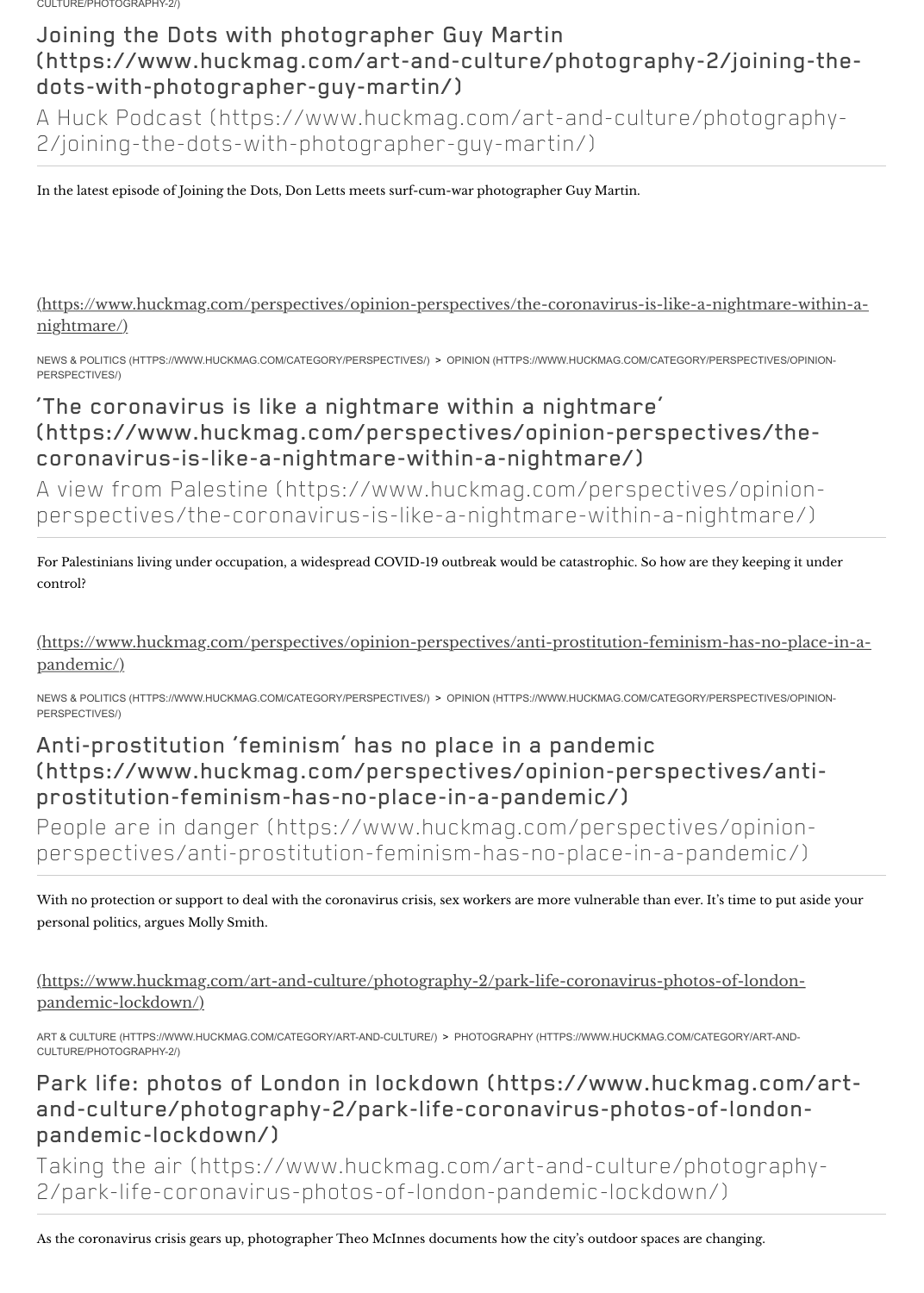CULTURE/PHOTOGRAPHY-2/)

## Joining the Dots with photographer Guy Martin (https://www.huckmag.com/art-and-culture/photography-2/joining-the-dots-with-photographer-guy-martin/)

A Huck Podcast (https://www.huckmag.com/art-and-culture/photography-2/joining-the-dots-with-photographer-guy-martin/)

In the latest episode of Joining the Dots, Don Letts meets surf-cum-war photographer Guy Martin.

(https://www.huckmag.com/perspectives/opinion-perspectives/the-coronavirus-is-like-a-nightmare-within-a-nightmare/)

NEWS & POLITICS (HTTPS://WWW.HUCKMAG.COM/CATEGORY/PERSPECTIVES/) > OPINION (HTTPS://WWW.HUCKMAG.COM/CATEGORY/PERSPECTIVES/OPINION-PERSPECTIVES/)

## 'The coronavirus is like a nightmare within a nightmare' (https://www.huckmag.com/perspectives/opinion-perspectives/the-coronavirus-is-like-a-nightmare-within-a-nightmare/)

A view from Palestine (https://www.huckmag.com/perspectives/opinion-perspectives/the-coronavirus-is-like-a-nightmare-within-a-nightmare/)

For Palestinians living under occupation, a widespread COVID-19 outbreak would be catastrophic. So how are they keeping it under control?

(https://www.huckmag.com/perspectives/opinion-perspectives/anti-prostitution-feminism-has-no-place-in-a-pandemic/)

NEWS & POLITICS (HTTPS://WWW.HUCKMAG.COM/CATEGORY/PERSPECTIVES/) > OPINION (HTTPS://WWW.HUCKMAG.COM/CATEGORY/PERSPECTIVES/OPINION-PERSPECTIVES/)

## Anti-prostitution 'feminism' has no place in a pandemic (https://www.huckmag.com/perspectives/opinion-perspectives/anti-prostitution-feminism-has-no-place-in-a-pandemic/)

People are in danger (https://www.huckmag.com/perspectives/opinion-perspectives/anti-prostitution-feminism-has-no-place-in-a-pandemic/)

With no protection or support to deal with the coronavirus crisis, sex workers are more vulnerable than ever. It's time to put aside your personal politics, argues Molly Smith.

(https://www.huckmag.com/art-and-culture/photography-2/park-life-coronavirus-photos-of-london-pandemic-lockdown/)

ART & CULTURE (HTTPS://WWW.HUCKMAG.COM/CATEGORY/ART-AND-CULTURE/) > PHOTOGRAPHY (HTTPS://WWW.HUCKMAG.COM/CATEGORY/ART-AND-CULTURE/PHOTOGRAPHY-2/)

## Park life: photos of London in lockdown (https://www.huckmag.com/art-and-culture/photography-2/park-life-coronavirus-photos-of-london-pandemic-lockdown/)

Taking the air (https://www.huckmag.com/art-and-culture/photography-2/park-life-coronavirus-photos-of-london-pandemic-lockdown/)

As the coronavirus crisis gears up, photographer Theo McInnes documents how the city's outdoor spaces are changing.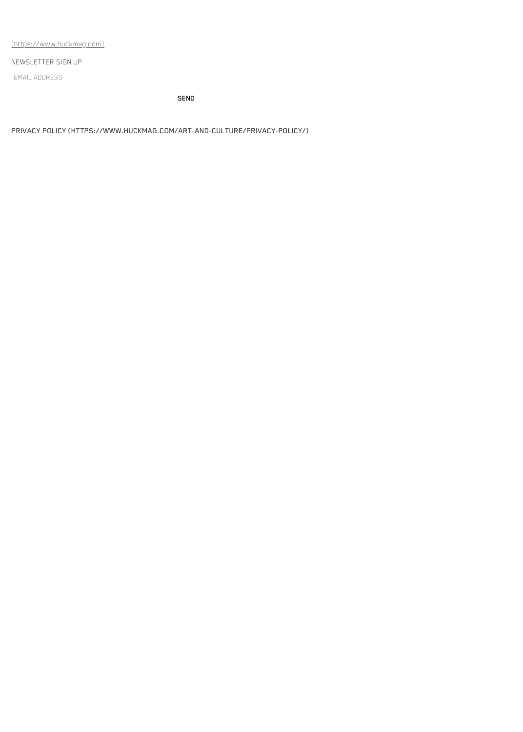[(https://www.huckmag.com)](https://www.huckmag.com)

NEWSLETTER SIGN UP

EMAIL ADDRESS

SEND

PRIVACY POLICY (HTTPS://WWW.HUCKMAG.COM/ART-AND-CULTURE/PRIVACY-POLICY/)